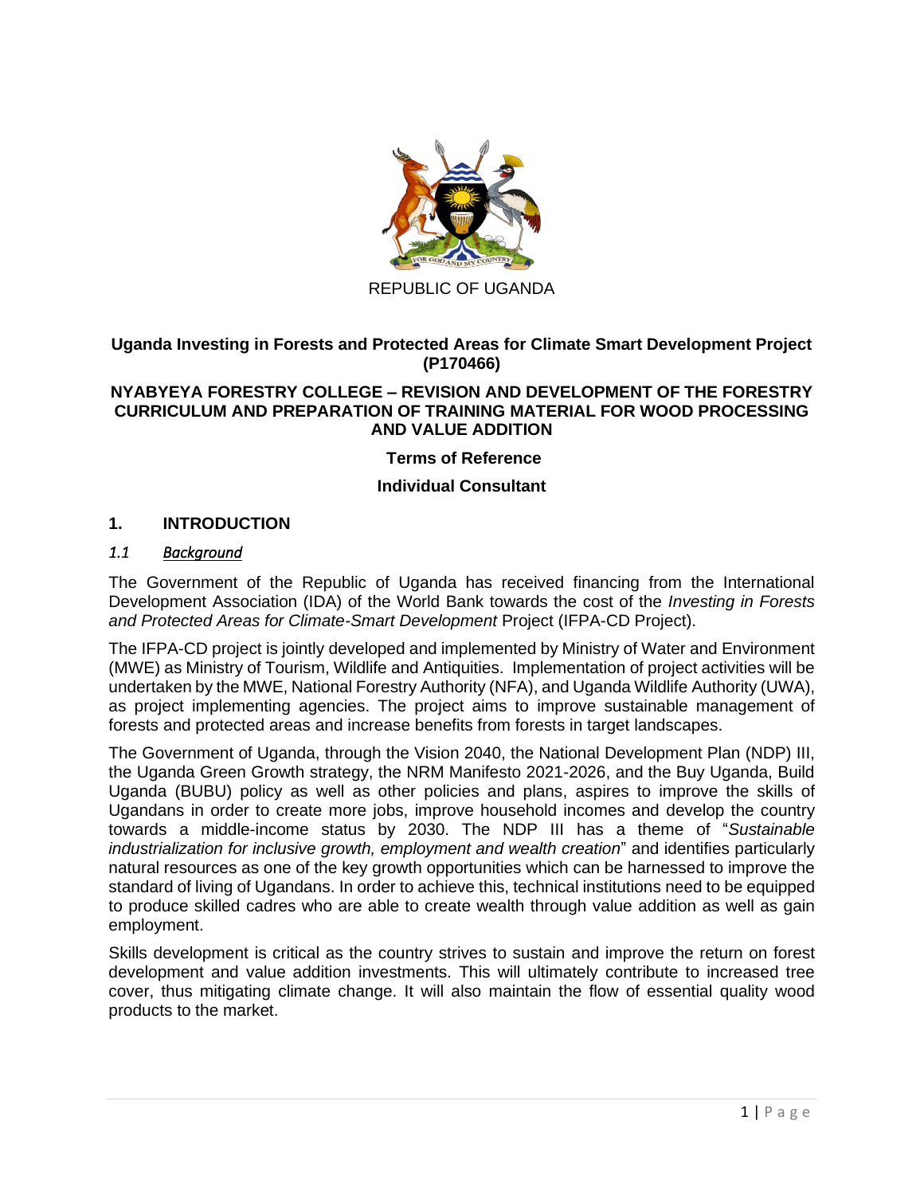REPUBLIC OF UGANDA

**Uganda Investing in Forests and Protected Areas for Climate Smart Development Project (P170466)**

**NYABYEYA FORESTRY COLLEGE – REVISION AND DEVELOPMENT OF THE FORESTRY CURRICULUM AND PREPARATION OF TRAINING MATERIAL FOR WOOD PROCESSING AND VALUE ADDITION**

**Terms of Reference**

**Individual Consultant**

# 1. INTRODUCTION

## *1.1 Background*

The Government of the Republic of Uganda has received financing from the International Development Association (IDA) of the World Bank towards the cost of the *Investing in Forests and Protected Areas for Climate-Smart Development* Project (IFPA-CD Project).

The IFPA-CD project is jointly developed and implemented by Ministry of Water and Environment (MWE) as Ministry of Tourism, Wildlife and Antiquities. Implementation of project activities will be undertaken by the MWE, National Forestry Authority (NFA), and Uganda Wildlife Authority (UWA), as project implementing agencies. The project aims to improve sustainable management of forests and protected areas and increase benefits from forests in target landscapes.

The Government of Uganda, through the Vision 2040, the National Development Plan (NDP) III, the Uganda Green Growth strategy, the NRM Manifesto 2021-2026, and the Buy Uganda, Build Uganda (BUBU) policy as well as other policies and plans, aspires to improve the skills of Ugandans in order to create more jobs, improve household incomes and develop the country towards a middle-income status by 2030. The NDP III has a theme of "*Sustainable industrialization for inclusive growth, employment and wealth creation*" and identifies particularly natural resources as one of the key growth opportunities which can be harnessed to improve the standard of living of Ugandans. In order to achieve this, technical institutions need to be equipped to produce skilled cadres who are able to create wealth through value addition as well as gain employment.

Skills development is critical as the country strives to sustain and improve the return on forest development and value addition investments. This will ultimately contribute to increased tree cover, thus mitigating climate change. It will also maintain the flow of essential quality wood products to the market.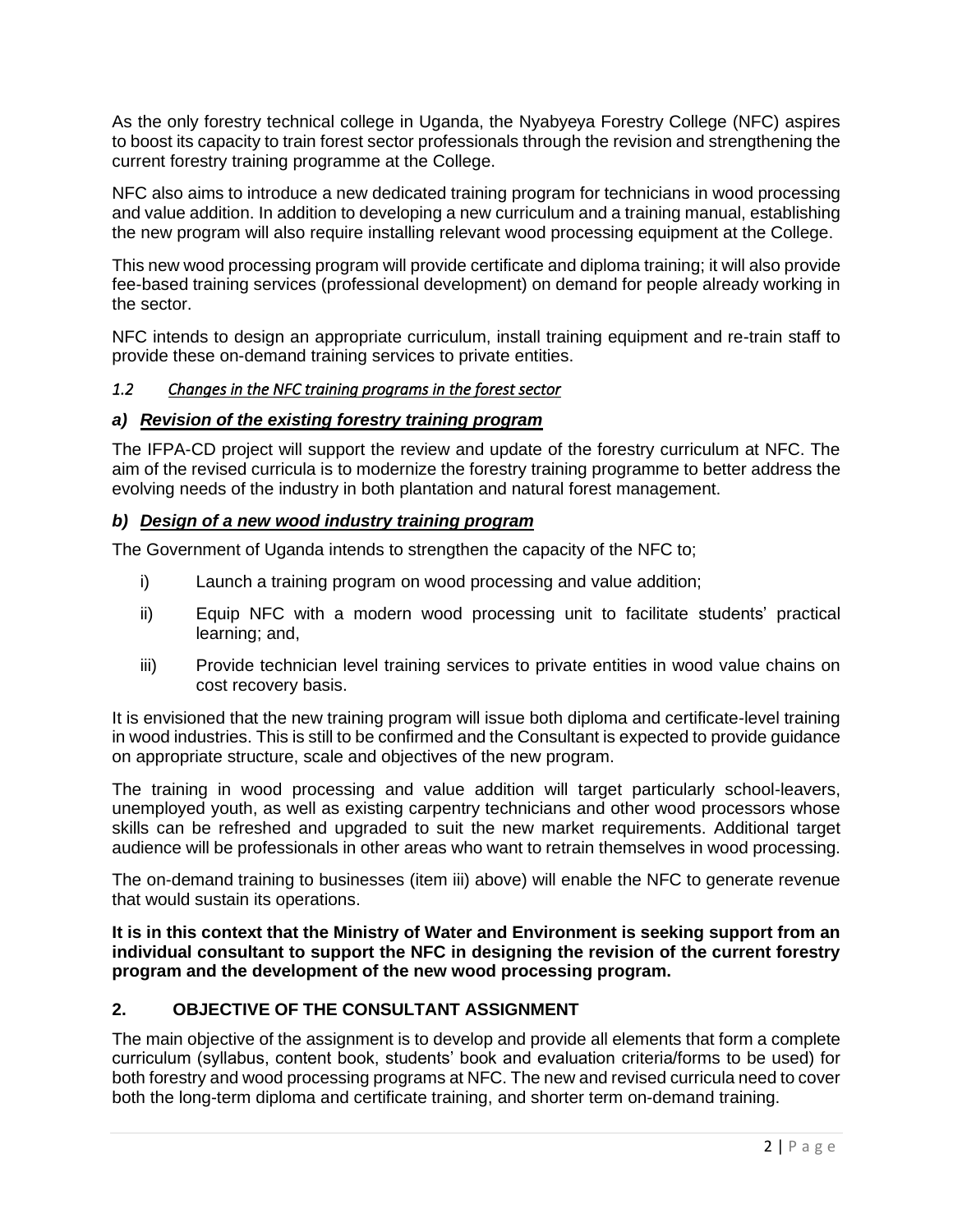As the only forestry technical college in Uganda, the Nyabyeya Forestry College (NFC) aspires to boost its capacity to train forest sector professionals through the revision and strengthening the current forestry training programme at the College.

NFC also aims to introduce a new dedicated training program for technicians in wood processing and value addition. In addition to developing a new curriculum and a training manual, establishing the new program will also require installing relevant wood processing equipment at the College.

This new wood processing program will provide certificate and diploma training; it will also provide fee-based training services (professional development) on demand for people already working in the sector.

NFC intends to design an appropriate curriculum, install training equipment and re-train staff to provide these on-demand training services to private entities.

### *1.2 Changes in the NFC training programs in the forest sector*

#### ***a) Revision of the existing forestry training program***

The IFPA-CD project will support the review and update of the forestry curriculum at NFC. The aim of the revised curricula is to modernize the forestry training programme to better address the evolving needs of the industry in both plantation and natural forest management.

#### ***b) Design of a new wood industry training program***

The Government of Uganda intends to strengthen the capacity of the NFC to;

- i) Launch a training program on wood processing and value addition;
- ii) Equip NFC with a modern wood processing unit to facilitate students' practical learning; and,
- iii) Provide technician level training services to private entities in wood value chains on cost recovery basis.

It is envisioned that the new training program will issue both diploma and certificate-level training in wood industries. This is still to be confirmed and the Consultant is expected to provide guidance on appropriate structure, scale and objectives of the new program.

The training in wood processing and value addition will target particularly school-leavers, unemployed youth, as well as existing carpentry technicians and other wood processors whose skills can be refreshed and upgraded to suit the new market requirements. Additional target audience will be professionals in other areas who want to retrain themselves in wood processing.

The on-demand training to businesses (item iii) above) will enable the NFC to generate revenue that would sustain its operations.

**It is in this context that the Ministry of Water and Environment is seeking support from an individual consultant to support the NFC in designing the revision of the current forestry program and the development of the new wood processing program.**

## 2. OBJECTIVE OF THE CONSULTANT ASSIGNMENT

The main objective of the assignment is to develop and provide all elements that form a complete curriculum (syllabus, content book, students' book and evaluation criteria/forms to be used) for both forestry and wood processing programs at NFC. The new and revised curricula need to cover both the long-term diploma and certificate training, and shorter term on-demand training.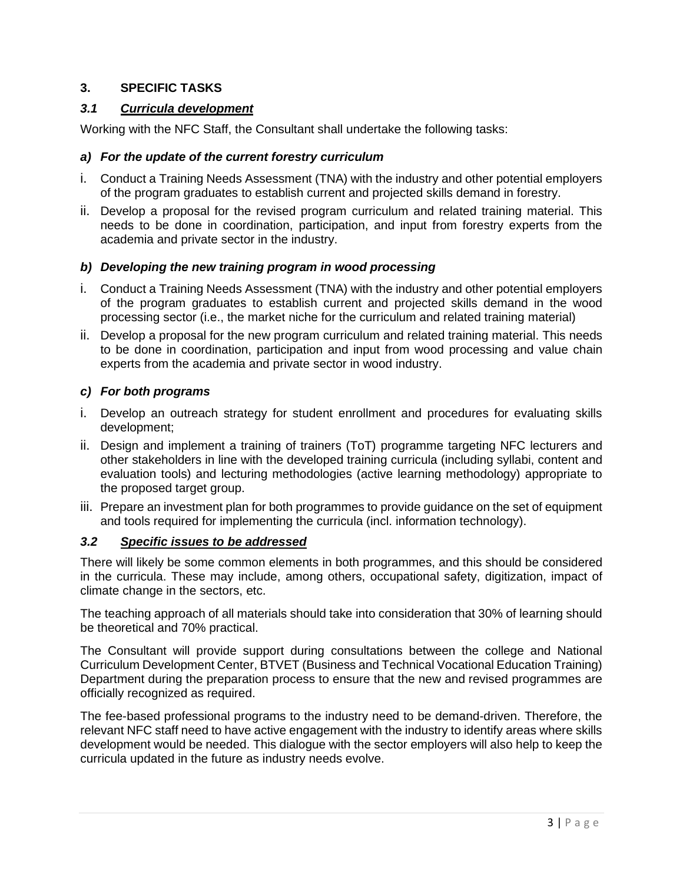## 3. SPECIFIC TASKS

### *3.1 Curricula development*

Working with the NFC Staff, the Consultant shall undertake the following tasks:

#### *a) For the update of the current forestry curriculum*

i. Conduct a Training Needs Assessment (TNA) with the industry and other potential employers of the program graduates to establish current and projected skills demand in forestry.

ii. Develop a proposal for the revised program curriculum and related training material. This needs to be done in coordination, participation, and input from forestry experts from the academia and private sector in the industry.

#### *b) Developing the new training program in wood processing*

i. Conduct a Training Needs Assessment (TNA) with the industry and other potential employers of the program graduates to establish current and projected skills demand in the wood processing sector (i.e., the market niche for the curriculum and related training material)

ii. Develop a proposal for the new program curriculum and related training material. This needs to be done in coordination, participation and input from wood processing and value chain experts from the academia and private sector in wood industry.

#### *c) For both programs*

i. Develop an outreach strategy for student enrollment and procedures for evaluating skills development;

ii. Design and implement a training of trainers (ToT) programme targeting NFC lecturers and other stakeholders in line with the developed training curricula (including syllabi, content and evaluation tools) and lecturing methodologies (active learning methodology) appropriate to the proposed target group.

iii. Prepare an investment plan for both programmes to provide guidance on the set of equipment and tools required for implementing the curricula (incl. information technology).

### *3.2 Specific issues to be addressed*

There will likely be some common elements in both programmes, and this should be considered in the curricula. These may include, among others, occupational safety, digitization, impact of climate change in the sectors, etc.

The teaching approach of all materials should take into consideration that 30% of learning should be theoretical and 70% practical.

The Consultant will provide support during consultations between the college and National Curriculum Development Center, BTVET (Business and Technical Vocational Education Training) Department during the preparation process to ensure that the new and revised programmes are officially recognized as required.

The fee-based professional programs to the industry need to be demand-driven. Therefore, the relevant NFC staff need to have active engagement with the industry to identify areas where skills development would be needed. This dialogue with the sector employers will also help to keep the curricula updated in the future as industry needs evolve.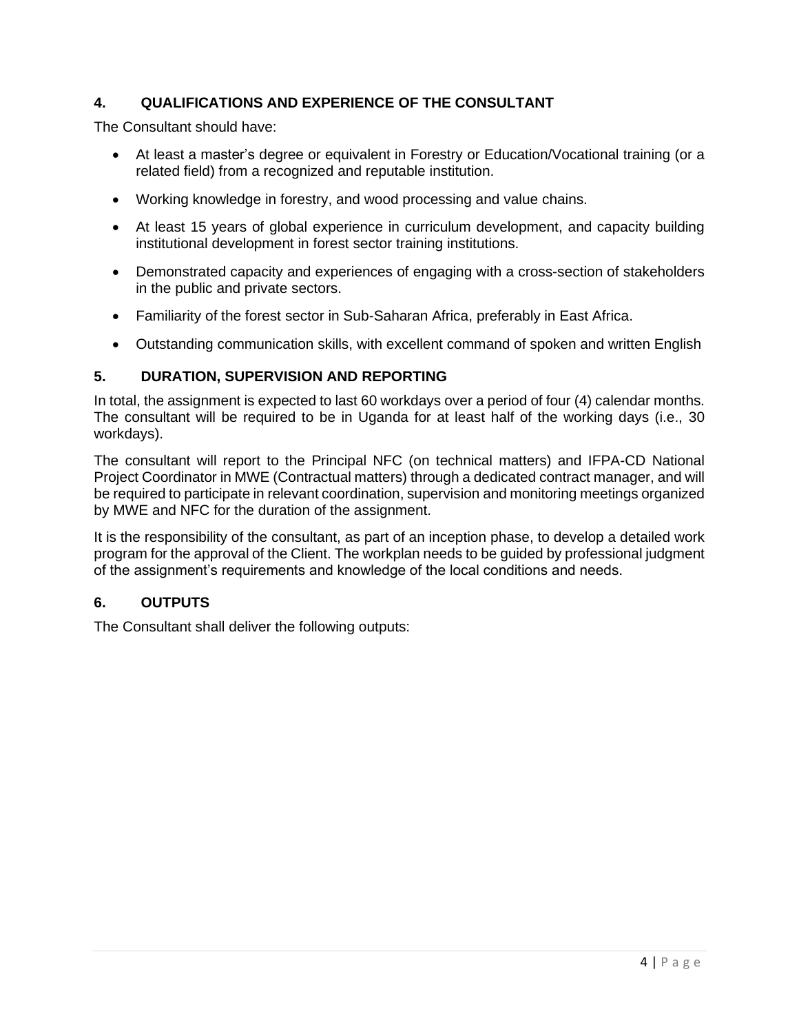## 4. QUALIFICATIONS AND EXPERIENCE OF THE CONSULTANT

The Consultant should have:

- At least a master's degree or equivalent in Forestry or Education/Vocational training (or a related field) from a recognized and reputable institution.
- Working knowledge in forestry, and wood processing and value chains.
- At least 15 years of global experience in curriculum development, and capacity building institutional development in forest sector training institutions.
- Demonstrated capacity and experiences of engaging with a cross-section of stakeholders in the public and private sectors.
- Familiarity of the forest sector in Sub-Saharan Africa, preferably in East Africa.
- Outstanding communication skills, with excellent command of spoken and written English

## 5. DURATION, SUPERVISION AND REPORTING

In total, the assignment is expected to last 60 workdays over a period of four (4) calendar months. The consultant will be required to be in Uganda for at least half of the working days (i.e., 30 workdays).

The consultant will report to the Principal NFC (on technical matters) and IFPA-CD National Project Coordinator in MWE (Contractual matters) through a dedicated contract manager, and will be required to participate in relevant coordination, supervision and monitoring meetings organized by MWE and NFC for the duration of the assignment.

It is the responsibility of the consultant, as part of an inception phase, to develop a detailed work program for the approval of the Client. The workplan needs to be guided by professional judgment of the assignment's requirements and knowledge of the local conditions and needs.

## 6. OUTPUTS

The Consultant shall deliver the following outputs: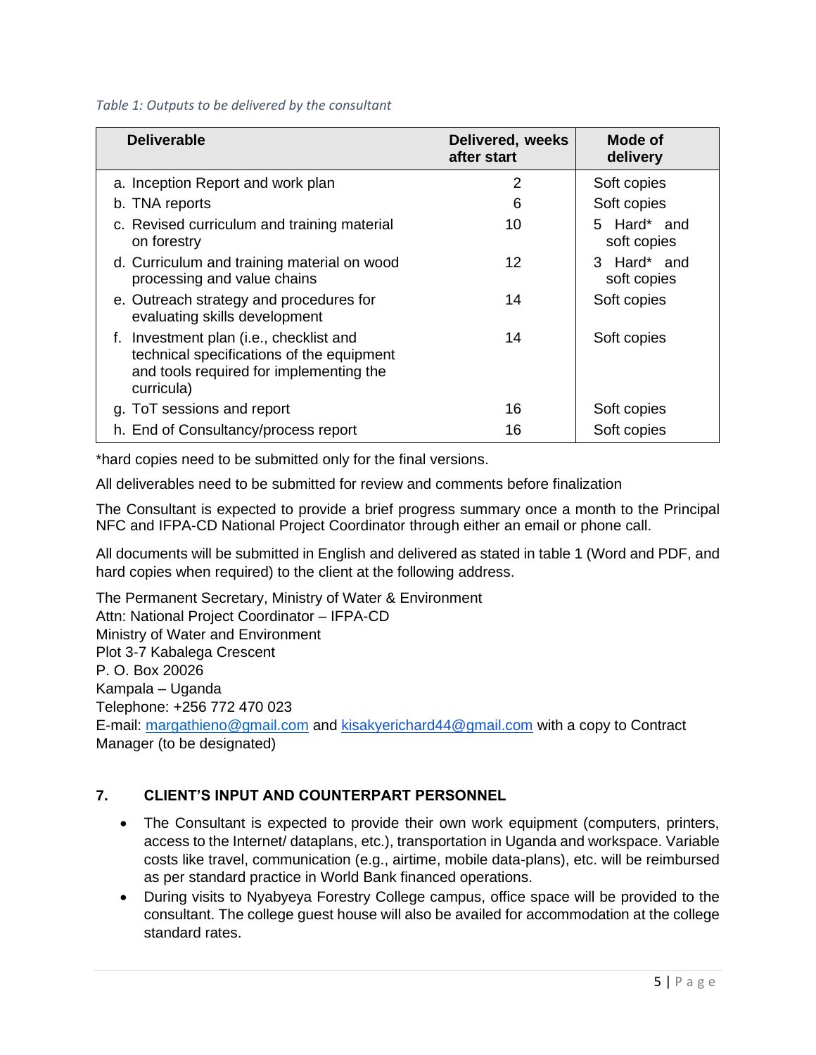*Table 1: Outputs to be delivered by the consultant*

| Deliverable | Delivered, weeks after start | Mode of delivery |
|---|---|---|
| a. Inception Report and work plan | 2 | Soft copies |
| b. TNA reports | 6 | Soft copies |
| c. Revised curriculum and training material on forestry | 10 | 5 Hard* and soft copies |
| d. Curriculum and training material on wood processing and value chains | 12 | 3 Hard* and soft copies |
| e. Outreach strategy and procedures for evaluating skills development | 14 | Soft copies |
| f. Investment plan (i.e., checklist and technical specifications of the equipment and tools required for implementing the curricula) | 14 | Soft copies |
| g. ToT sessions and report | 16 | Soft copies |
| h. End of Consultancy/process report | 16 | Soft copies |

*hard copies need to be submitted only for the final versions.

All deliverables need to be submitted for review and comments before finalization

The Consultant is expected to provide a brief progress summary once a month to the Principal NFC and IFPA-CD National Project Coordinator through either an email or phone call.

All documents will be submitted in English and delivered as stated in table 1 (Word and PDF, and hard copies when required) to the client at the following address.

The Permanent Secretary, Ministry of Water & Environment
Attn: National Project Coordinator – IFPA-CD
Ministry of Water and Environment
Plot 3-7 Kabalega Crescent
P. O. Box 20026
Kampala – Uganda
Telephone: +256 772 470 023
E-mail: margathieno@gmail.com and kisakyerichard44@gmail.com with a copy to Contract Manager (to be designated)

## 7. CLIENT'S INPUT AND COUNTERPART PERSONNEL

- The Consultant is expected to provide their own work equipment (computers, printers, access to the Internet/ dataplans, etc.), transportation in Uganda and workspace. Variable costs like travel, communication (e.g., airtime, mobile data-plans), etc. will be reimbursed as per standard practice in World Bank financed operations.
- During visits to Nyabyeya Forestry College campus, office space will be provided to the consultant. The college guest house will also be availed for accommodation at the college standard rates.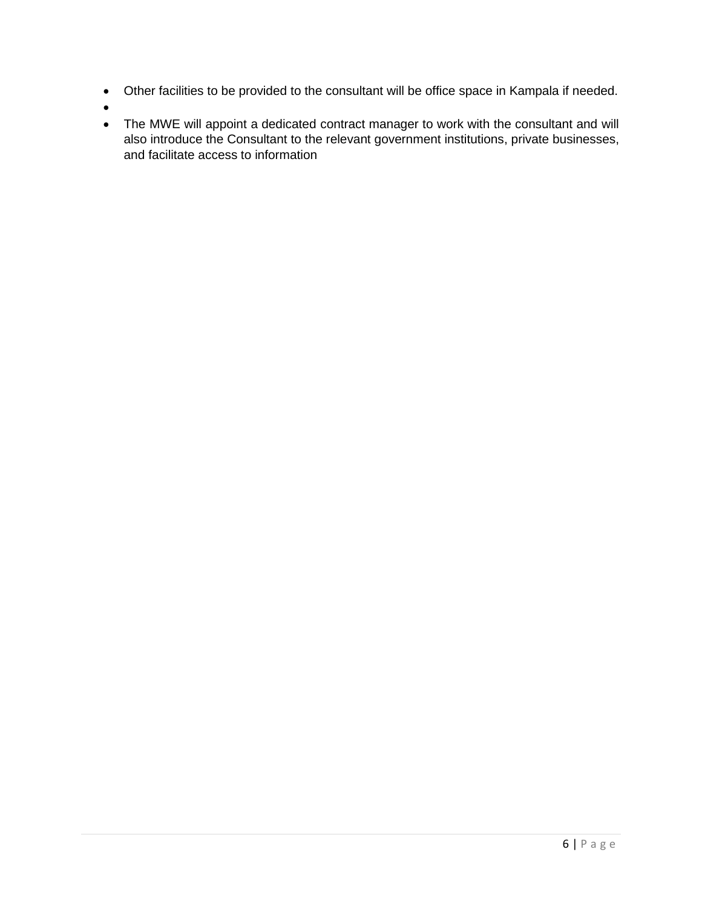- Other facilities to be provided to the consultant will be office space in Kampala if needed.
- 
- The MWE will appoint a dedicated contract manager to work with the consultant and will also introduce the Consultant to the relevant government institutions, private businesses, and facilitate access to information